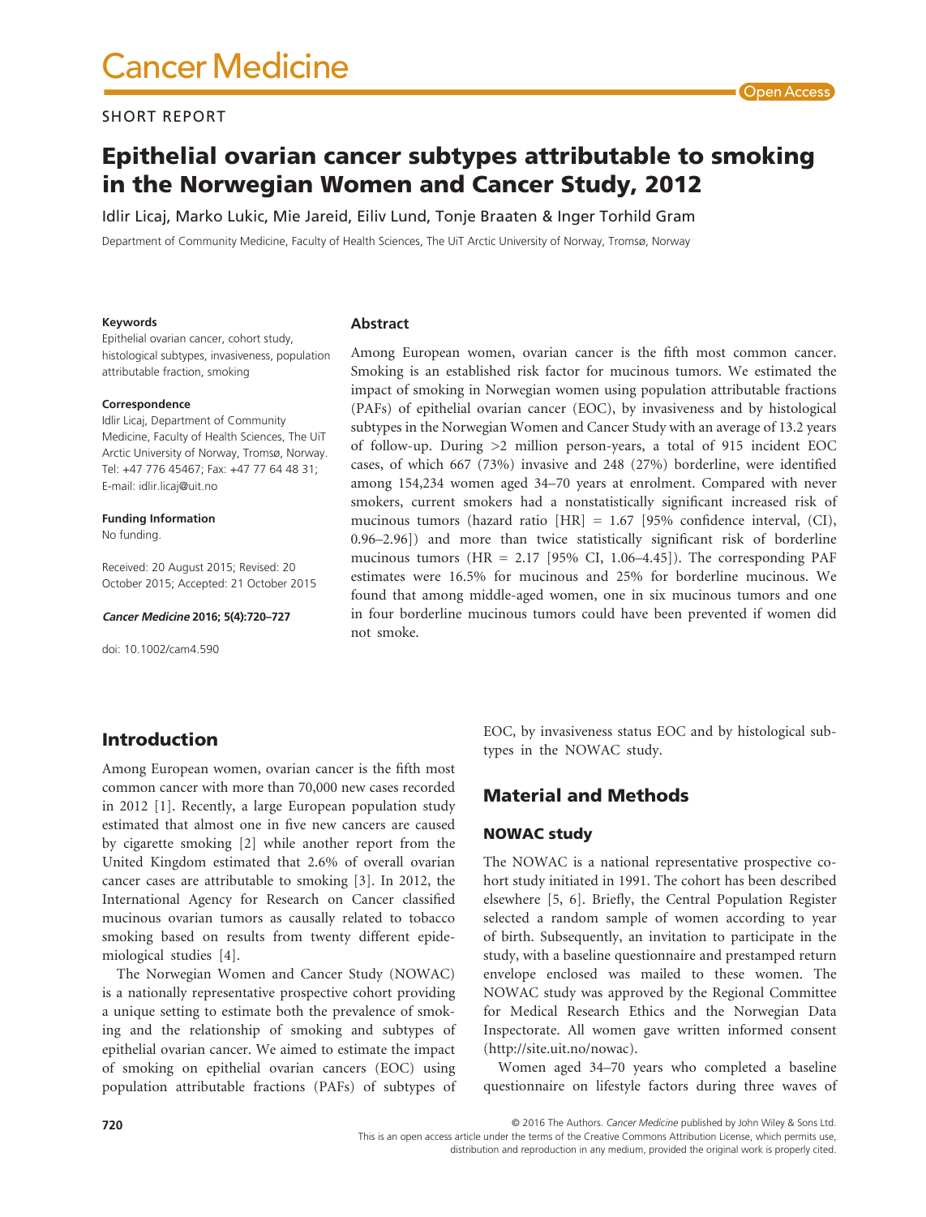SHORT REPORT

# Epithelial ovarian cancer subtypes attributable to smoking in the Norwegian Women and Cancer Study, 2012

Idlir Licaj, Marko Lukic, Mie Jareid, Eiliv Lund, Tonje Braaten & Inger Torhild Gram

Department of Community Medicine, Faculty of Health Sciences, The UiT Arctic University of Norway, Tromsø, Norway

**Keywords**

Epithelial ovarian cancer, cohort study, histological subtypes, invasiveness, population attributable fraction, smoking

**Correspondence**

Idlir Licaj, Department of Community Medicine, Faculty of Health Sciences, The UiT Arctic University of Norway, Tromsø, Norway. Tel: +47 776 45467; Fax: +47 77 64 48 31; E-mail: idlir.licaj@uit.no

**Funding Information**

No funding.

Received: 20 August 2015; Revised: 20 October 2015; Accepted: 21 October 2015

***Cancer Medicine* 2016; 5(4):720–727**

doi: 10.1002/cam4.590

## Abstract

Among European women, ovarian cancer is the fifth most common cancer. Smoking is an established risk factor for mucinous tumors. We estimated the impact of smoking in Norwegian women using population attributable fractions (PAFs) of epithelial ovarian cancer (EOC), by invasiveness and by histological subtypes in the Norwegian Women and Cancer Study with an average of 13.2 years of follow-up. During >2 million person-years, a total of 915 incident EOC cases, of which 667 (73%) invasive and 248 (27%) borderline, were identified among 154,234 women aged 34–70 years at enrolment. Compared with never smokers, current smokers had a nonstatistically significant increased risk of mucinous tumors (hazard ratio [HR] = 1.67 [95% confidence interval, (CI), 0.96–2.96]) and more than twice statistically significant risk of borderline mucinous tumors (HR = 2.17 [95% CI, 1.06–4.45]). The corresponding PAF estimates were 16.5% for mucinous and 25% for borderline mucinous. We found that among middle-aged women, one in six mucinous tumors and one in four borderline mucinous tumors could have been prevented if women did not smoke.

## Introduction

Among European women, ovarian cancer is the fifth most common cancer with more than 70,000 new cases recorded in 2012 [1]. Recently, a large European population study estimated that almost one in five new cancers are caused by cigarette smoking [2] while another report from the United Kingdom estimated that 2.6% of overall ovarian cancer cases are attributable to smoking [3]. In 2012, the International Agency for Research on Cancer classified mucinous ovarian tumors as causally related to tobacco smoking based on results from twenty different epidemiological studies [4].

The Norwegian Women and Cancer Study (NOWAC) is a nationally representative prospective cohort providing a unique setting to estimate both the prevalence of smoking and the relationship of smoking and subtypes of epithelial ovarian cancer. We aimed to estimate the impact of smoking on epithelial ovarian cancers (EOC) using population attributable fractions (PAFs) of subtypes of EOC, by invasiveness status EOC and by histological subtypes in the NOWAC study.

## Material and Methods

### NOWAC study

The NOWAC is a national representative prospective cohort study initiated in 1991. The cohort has been described elsewhere [5, 6]. Briefly, the Central Population Register selected a random sample of women according to year of birth. Subsequently, an invitation to participate in the study, with a baseline questionnaire and prestamped return envelope enclosed was mailed to these women. The NOWAC study was approved by the Regional Committee for Medical Research Ethics and the Norwegian Data Inspectorate. All women gave written informed consent (http://site.uit.no/nowac).

Women aged 34–70 years who completed a baseline questionnaire on lifestyle factors during three waves of

© 2016 The Authors. *Cancer Medicine* published by John Wiley & Sons Ltd.
This is an open access article under the terms of the Creative Commons Attribution License, which permits use, distribution and reproduction in any medium, provided the original work is properly cited.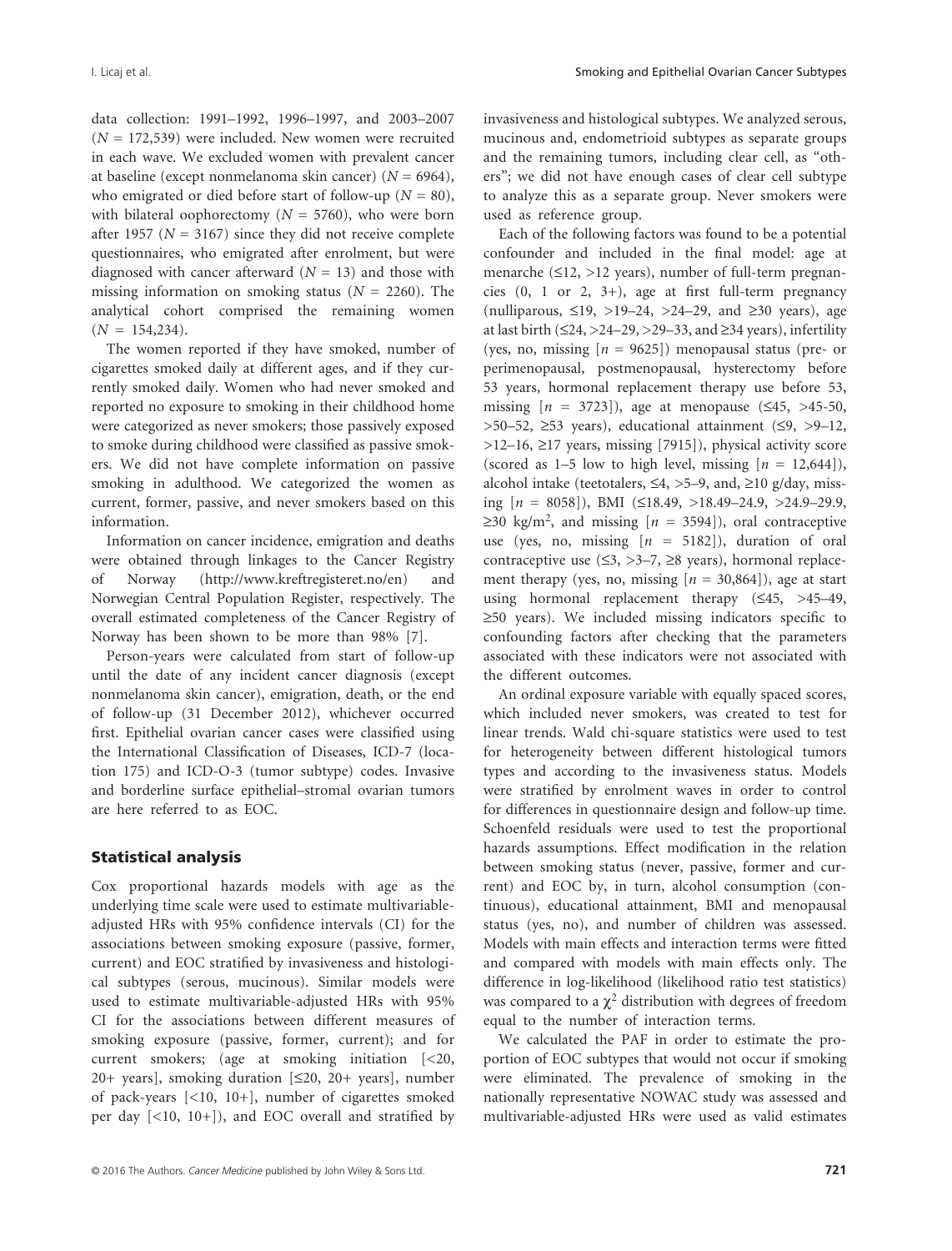data collection: 1991–1992, 1996–1997, and 2003–2007 ($N$ = 172,539) were included. New women were recruited in each wave. We excluded women with prevalent cancer at baseline (except nonmelanoma skin cancer) ($N$ = 6964), who emigrated or died before start of follow-up ($N$ = 80), with bilateral oophorectomy ($N$ = 5760), who were born after 1957 ($N$ = 3167) since they did not receive complete questionnaires, who emigrated after enrolment, but were diagnosed with cancer afterward ($N$ = 13) and those with missing information on smoking status ($N$ = 2260). The analytical cohort comprised the remaining women ($N$ = 154,234).

The women reported if they have smoked, number of cigarettes smoked daily at different ages, and if they currently smoked daily. Women who had never smoked and reported no exposure to smoking in their childhood home were categorized as never smokers; those passively exposed to smoke during childhood were classified as passive smokers. We did not have complete information on passive smoking in adulthood. We categorized the women as current, former, passive, and never smokers based on this information.

Information on cancer incidence, emigration and deaths were obtained through linkages to the Cancer Registry of Norway (http://www.kreftregisteret.no/en) and Norwegian Central Population Register, respectively. The overall estimated completeness of the Cancer Registry of Norway has been shown to be more than 98% [7].

Person-years were calculated from start of follow-up until the date of any incident cancer diagnosis (except nonmelanoma skin cancer), emigration, death, or the end of follow-up (31 December 2012), whichever occurred first. Epithelial ovarian cancer cases were classified using the International Classification of Diseases, ICD-7 (location 175) and ICD-O-3 (tumor subtype) codes. Invasive and borderline surface epithelial–stromal ovarian tumors are here referred to as EOC.

## Statistical analysis

Cox proportional hazards models with age as the underlying time scale were used to estimate multivariable-adjusted HRs with 95% confidence intervals (CI) for the associations between smoking exposure (passive, former, current) and EOC stratified by invasiveness and histological subtypes (serous, mucinous). Similar models were used to estimate multivariable-adjusted HRs with 95% CI for the associations between different measures of smoking exposure (passive, former, current); and for current smokers; (age at smoking initiation [<20, 20+ years], smoking duration [≤20, 20+ years], number of pack-years [<10, 10+], number of cigarettes smoked per day [<10, 10+]), and EOC overall and stratified by invasiveness and histological subtypes. We analyzed serous, mucinous and, endometrioid subtypes as separate groups and the remaining tumors, including clear cell, as "others"; we did not have enough cases of clear cell subtype to analyze this as a separate group. Never smokers were used as reference group.

Each of the following factors was found to be a potential confounder and included in the final model: age at menarche (≤12, >12 years), number of full-term pregnancies (0, 1 or 2, 3+), age at first full-term pregnancy (nulliparous, ≤19, >19–24, >24–29, and ≥30 years), age at last birth (≤24, >24–29, >29–33, and ≥34 years), infertility (yes, no, missing [$n$ = 9625]) menopausal status (pre- or perimenopausal, postmenopausal, hysterectomy before 53 years, hormonal replacement therapy use before 53, missing [$n$ = 3723]), age at menopause (≤45, >45-50, >50–52, ≥53 years), educational attainment (≤9, >9–12, >12–16, ≥17 years, missing [7915]), physical activity score (scored as 1–5 low to high level, missing [$n$ = 12,644]), alcohol intake (teetotalers, ≤4, >5–9, and, ≥10 g/day, missing [$n$ = 8058]), BMI (≤18.49, >18.49–24.9, >24.9–29.9, ≥30 kg/m$^2$, and missing [$n$ = 3594]), oral contraceptive use (yes, no, missing [$n$ = 5182]), duration of oral contraceptive use (≤3, >3–7, ≥8 years), hormonal replacement therapy (yes, no, missing [$n$ = 30,864]), age at start using hormonal replacement therapy (≤45, >45–49, ≥50 years). We included missing indicators specific to confounding factors after checking that the parameters associated with these indicators were not associated with the different outcomes.

An ordinal exposure variable with equally spaced scores, which included never smokers, was created to test for linear trends. Wald chi-square statistics were used to test for heterogeneity between different histological tumors types and according to the invasiveness status. Models were stratified by enrolment waves in order to control for differences in questionnaire design and follow-up time. Schoenfeld residuals were used to test the proportional hazards assumptions. Effect modification in the relation between smoking status (never, passive, former and current) and EOC by, in turn, alcohol consumption (continuous), educational attainment, BMI and menopausal status (yes, no), and number of children was assessed. Models with main effects and interaction terms were fitted and compared with models with main effects only. The difference in log-likelihood (likelihood ratio test statistics) was compared to a $\chi^2$ distribution with degrees of freedom equal to the number of interaction terms.

We calculated the PAF in order to estimate the proportion of EOC subtypes that would not occur if smoking were eliminated. The prevalence of smoking in the nationally representative NOWAC study was assessed and multivariable-adjusted HRs were used as valid estimates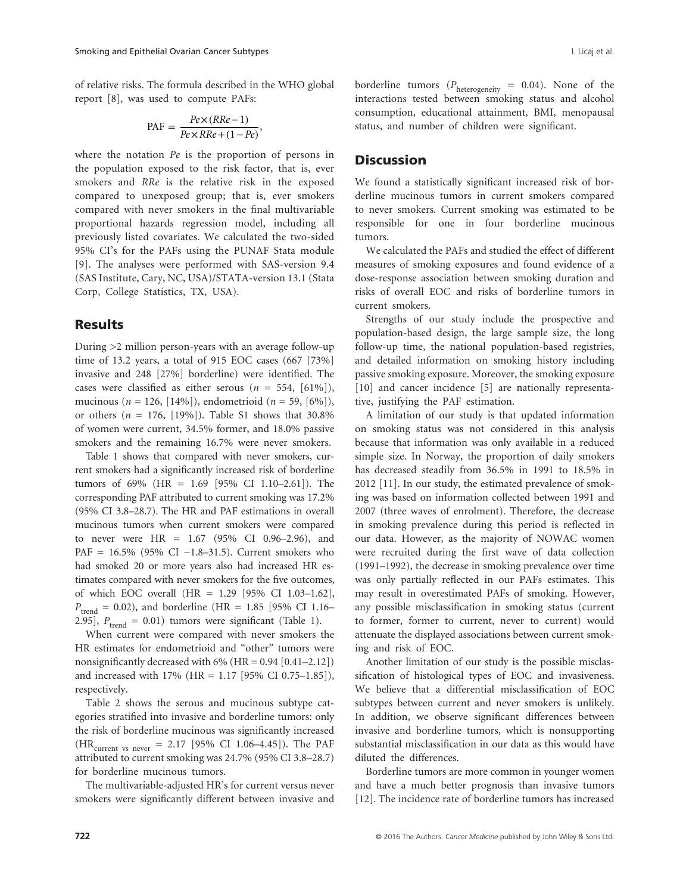of relative risks. The formula described in the WHO global report [8], was used to compute PAFs:

$$\mathrm{PAF} = \frac{Pe \times (RRe - 1)}{Pe \times RRe + (1 - Pe)},$$

where the notation *Pe* is the proportion of persons in the population exposed to the risk factor, that is, ever smokers and *RRe* is the relative risk in the exposed compared to unexposed group; that is, ever smokers compared with never smokers in the final multivariable proportional hazards regression model, including all previously listed covariates. We calculated the two-sided 95% CI's for the PAFs using the PUNAF Stata module [9]. The analyses were performed with SAS-version 9.4 (SAS Institute, Cary, NC, USA)/STATA-version 13.1 (Stata Corp, College Statistics, TX, USA).

## Results

During >2 million person-years with an average follow-up time of 13.2 years, a total of 915 EOC cases (667 [73%] invasive and 248 [27%] borderline) were identified. The cases were classified as either serous ($n$ = 554, [61%]), mucinous ($n$ = 126, [14%]), endometrioid ($n$ = 59, [6%]), or others ($n$ = 176, [19%]). Table S1 shows that 30.8% of women were current, 34.5% former, and 18.0% passive smokers and the remaining 16.7% were never smokers.

Table 1 shows that compared with never smokers, current smokers had a significantly increased risk of borderline tumors of 69% (HR = 1.69 [95% CI 1.10–2.61]). The corresponding PAF attributed to current smoking was 17.2% (95% CI 3.8–28.7). The HR and PAF estimations in overall mucinous tumors when current smokers were compared to never were HR = 1.67 (95% CI 0.96–2.96), and PAF = 16.5% (95% CI −1.8–31.5). Current smokers who had smoked 20 or more years also had increased HR estimates compared with never smokers for the five outcomes, of which EOC overall (HR = 1.29 [95% CI 1.03–1.62], $P_{\text{trend}}$ = 0.02), and borderline (HR = 1.85 [95% CI 1.16–2.95], $P_{\text{trend}}$ = 0.01) tumors were significant (Table 1).

When current were compared with never smokers the HR estimates for endometrioid and "other" tumors were nonsignificantly decreased with 6% (HR = 0.94 [0.41–2.12]) and increased with 17% (HR = 1.17 [95% CI 0.75–1.85]), respectively.

Table 2 shows the serous and mucinous subtype categories stratified into invasive and borderline tumors: only the risk of borderline mucinous was significantly increased ($\text{HR}_{\text{current vs never}}$ = 2.17 [95% CI 1.06–4.45]). The PAF attributed to current smoking was 24.7% (95% CI 3.8–28.7) for borderline mucinous tumors.

The multivariable-adjusted HR's for current versus never smokers were significantly different between invasive and borderline tumors ($P_{\text{heterogeneity}}$ = 0.04). None of the interactions tested between smoking status and alcohol consumption, educational attainment, BMI, menopausal status, and number of children were significant.

## Discussion

We found a statistically significant increased risk of borderline mucinous tumors in current smokers compared to never smokers. Current smoking was estimated to be responsible for one in four borderline mucinous tumors.

We calculated the PAFs and studied the effect of different measures of smoking exposures and found evidence of a dose-response association between smoking duration and risks of overall EOC and risks of borderline tumors in current smokers.

Strengths of our study include the prospective and population-based design, the large sample size, the long follow-up time, the national population-based registries, and detailed information on smoking history including passive smoking exposure. Moreover, the smoking exposure [10] and cancer incidence [5] are nationally representative, justifying the PAF estimation.

A limitation of our study is that updated information on smoking status was not considered in this analysis because that information was only available in a reduced simple size. In Norway, the proportion of daily smokers has decreased steadily from 36.5% in 1991 to 18.5% in 2012 [11]. In our study, the estimated prevalence of smoking was based on information collected between 1991 and 2007 (three waves of enrolment). Therefore, the decrease in smoking prevalence during this period is reflected in our data. However, as the majority of NOWAC women were recruited during the first wave of data collection (1991–1992), the decrease in smoking prevalence over time was only partially reflected in our PAFs estimates. This may result in overestimated PAFs of smoking. However, any possible misclassification in smoking status (current to former, former to current, never to current) would attenuate the displayed associations between current smoking and risk of EOC.

Another limitation of our study is the possible misclassification of histological types of EOC and invasiveness. We believe that a differential misclassification of EOC subtypes between current and never smokers is unlikely. In addition, we observe significant differences between invasive and borderline tumors, which is nonsupporting substantial misclassification in our data as this would have diluted the differences.

Borderline tumors are more common in younger women and have a much better prognosis than invasive tumors [12]. The incidence rate of borderline tumors has increased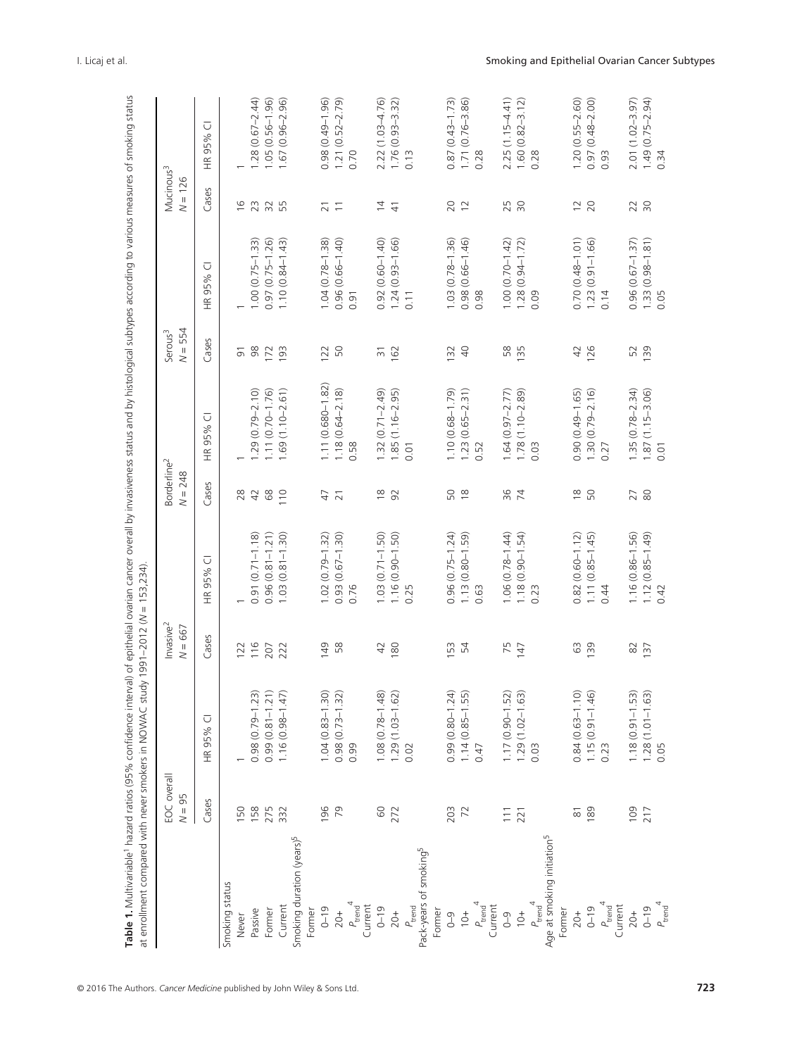**Table 1.** Multivariable[1] hazard ratios (95% confidence interval) of epithelial ovarian cancer overall by invasiveness status and by histological subtypes according to various measures of smoking status at enrollment compared with never smokers in NOWAC study 1991–2012 (N = 153,234).

| | EOC overall N = 95 | | Invasive[2] N = 667 | | Borderline[2] N = 248 | | Serous[3] N = 554 | | Mucinous[3] N = 126 | |
|---|---|---|---|---|---|---|---|---|---|---|
| | Cases | HR 95% CI | Cases | HR 95% CI | Cases | HR 95% CI | Cases | HR 95% CI | Cases | HR 95% CI |
| Smoking status | | | | | | | | | | |
| Never | 150 | 1 | 122 | 1 | 28 | 1 | 91 | 1 | 16 | 1 |
| Passive | 158 | 0.98 (0.79–1.23) | 116 | 0.91 (0.71–1.18) | 42 | 1.29 (0.79–2.10) | 98 | 1.00 (0.75–1.33) | 23 | 1.28 (0.67–2.44) |
| Former | 275 | 0.99 (0.81–1.21) | 207 | 0.96 (0.81–1.21) | 68 | 1.11 (0.70–1.76) | 172 | 0.97 (0.75–1.26) | 32 | 1.05 (0.56–1.96) |
| Current | 332 | 1.16 (0.98–1.47) | 222 | 1.03 (0.81–1.30) | 110 | 1.69 (1.10–2.61) | 193 | 1.10 (0.84–1.43) | 55 | 1.67 (0.96–2.96) |
| Smoking duration (years)[5] | | | | | | | | | | |
| Former | | | | | | | | | | |
| 0–19 | 196 | 1.04 (0.83–1.30) | 149 | 1.02 (0.79–1.32) | 47 | 1.11 (0.680–1.82) | 122 | 1.04 (0.78–1.38) | 21 | 0.98 (0.49–1.96) |
| 20+ | 79 | 0.98 (0.73–1.32) | 58 | 0.93 (0.67–1.30) | 21 | 1.18 (0.64–2.18) | 50 | 0.96 (0.66–1.40) | 11 | 1.21 (0.52–2.79) |
| $P_{trend}$[4] | | 0.99 | | 0.76 | | 0.58 | | 0.91 | | 0.70 |
| Current | | | | | | | | | | |
| 0–19 | 60 | 1.08 (0.78–1.48) | 42 | 1.03 (0.71–1.50) | 18 | 1.32 (0.71–2.49) | 31 | 0.92 (0.60–1.40) | 14 | 2.22 (1.03–4.76) |
| 20+ | 272 | 1.29 (1.03–1.62) | 180 | 1.16 (0.90–1.50) | 92 | 1.85 (1.16–2.95) | 162 | 1.24 (0.93–1.66) | 41 | 1.76 (0.93–3.32) |
| $P_{trend}$ | | 0.02 | | 0.25 | | 0.01 | | 0.11 | | 0.13 |
| Pack-years of smoking[5] | | | | | | | | | | |
| Former | | | | | | | | | | |
| 0–9 | 203 | 0.99 (0.80–1.24) | 153 | 0.96 (0.75–1.24) | 50 | 1.10 (0.68–1.79) | 132 | 1.03 (0.78–1.36) | 20 | 0.87 (0.43–1.73) |
| 10+ | 72 | 1.14 (0.85–1.55) | 54 | 1.13 (0.80–1.59) | 18 | 1.23 (0.65–2.31) | 40 | 0.98 (0.66–1.46) | 12 | 1.71 (0.76–3.86) |
| $P_{trend}$[4] | | 0.47 | | 0.63 | | 0.52 | | 0.98 | | 0.28 |
| Current | | | | | | | | | | |
| 0–9 | 111 | 1.17 (0.90–1.52) | 75 | 1.06 (0.78–1.44) | 36 | 1.64 (0.97–2.77) | 58 | 1.00 (0.70–1.42) | 25 | 2.25 (1.15–4.41) |
| 10+ | 221 | 1.29 (1.02–1.63) | 147 | 1.18 (0.90–1.54) | 74 | 1.78 (1.10–2.89) | 135 | 1.28 (0.94–1.72) | 30 | 1.60 (0.82–3.12) |
| $P_{trend}$[4] | | 0.03 | | 0.23 | | 0.03 | | 0.09 | | 0.28 |
| Age at smoking initiation[5] | | | | | | | | | | |
| Former | | | | | | | | | | |
| 20+ | 81 | 0.84 (0.63–1.10) | 63 | 0.82 (0.60–1.12) | 18 | 0.90 (0.49–1.65) | 42 | 0.70 (0.48–1.01) | 12 | 1.20 (0.55–2.60) |
| 0–19 | 189 | 1.15 (0.91–1.46) | 139 | 1.11 (0.85–1.45) | 50 | 1.30 (0.79–2.16) | 126 | 1.23 (0.91–1.66) | 20 | 0.97 (0.48–2.00) |
| $P_{trend}$[4] | | 0.23 | | 0.44 | | 0.27 | | 0.14 | | 0.93 |
| Current | | | | | | | | | | |
| 20+ | 109 | 1.18 (0.91–1.53) | 82 | 1.16 (0.86–1.56) | 27 | 1.35 (0.78–2.34) | 52 | 0.96 (0.67–1.37) | 22 | 2.01 (1.02–3.97) |
| 0–19 | 217 | 1.28 (1.01–1.63) | 137 | 1.12 (0.85–1.49) | 80 | 1.87 (1.15–3.06) | 139 | 1.33 (0.98–1.81) | 30 | 1.49 (0.75–2.94) |
| $P_{trend}$[4] | | 0.05 | | 0.42 | | 0.01 | | 0.05 | | 0.34 |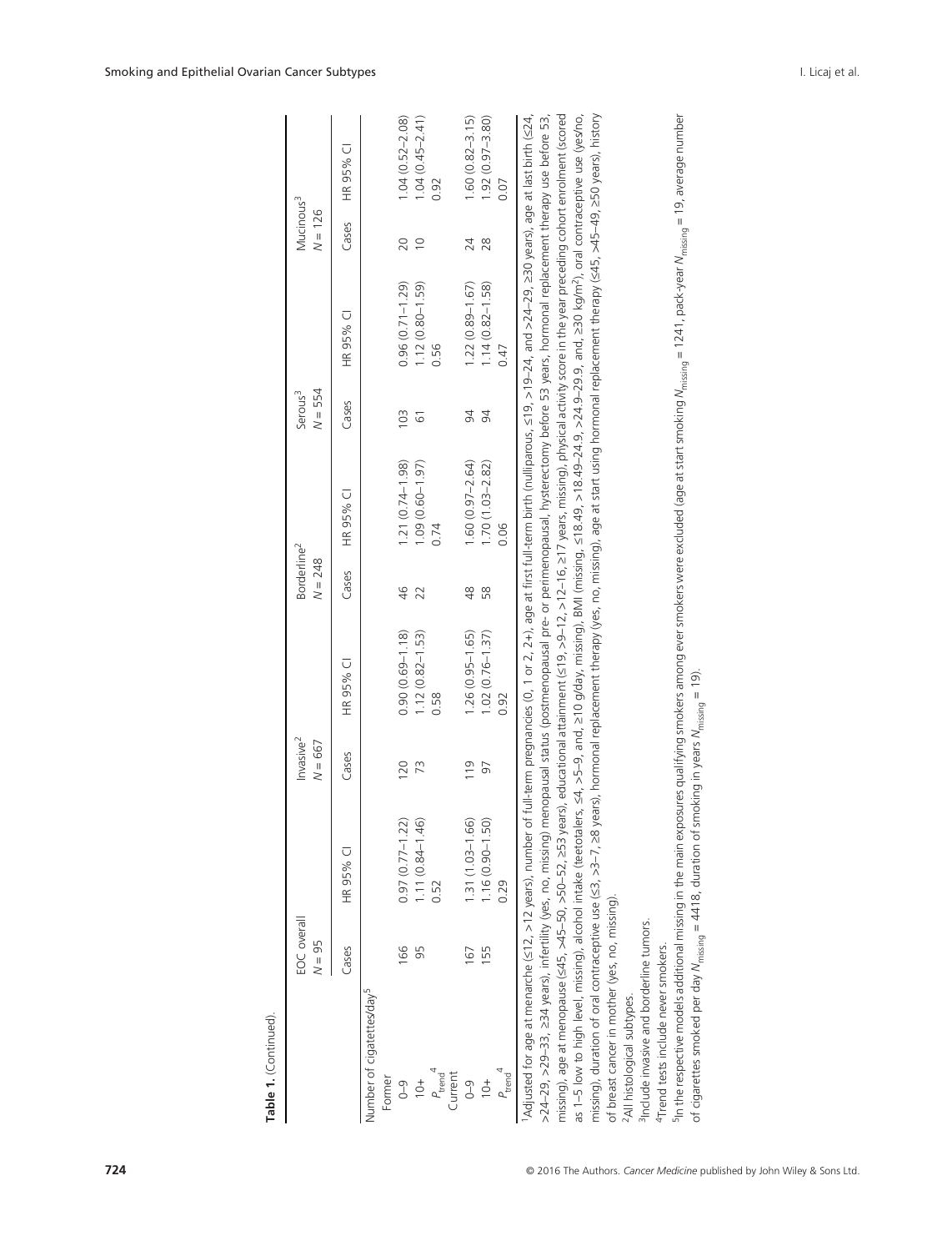**Table 1.** (Continued).

| | EOC overall | | Invasive[2] | | Borderline[2] | | Serous[3] | | Mucinous[3] | |
|---|---|---|---|---|---|---|---|---|---|---|
| | N = 95 | | N = 667 | | N = 248 | | N = 554 | | N = 126 | |
| | Cases | HR 95% CI | Cases | HR 95% CI | Cases | HR 95% CI | Cases | HR 95% CI | Cases | HR 95% CI |
| Number of cigarettes/day[5] | | | | | | | | | | |
| Former | | | | | | | | | | |
| 0–9 | 166 | 0.97 (0.77–1.22) | 120 | 0.90 (0.69–1.18) | 46 | 1.21 (0.74–1.98) | 103 | 0.96 (0.71–1.29) | 20 | 1.04 (0.52–2.08) |
| 10+ | 95 | 1.11 (0.84–1.46) | 73 | 1.12 (0.82–1.53) | 22 | 1.09 (0.60–1.97) | 61 | 1.12 (0.80–1.59) | 10 | 1.04 (0.45–2.41) |
| $P_{trend}$[4] | | 0.52 | | 0.58 | | 0.74 | | 0.56 | | 0.92 |
| Current | | | | | | | | | | |
| 0–9 | 167 | 1.31 (1.03–1.66) | 119 | 1.26 (0.95–1.65) | 48 | 1.60 (0.97–2.64) | 94 | 1.22 (0.89–1.67) | 24 | 1.60 (0.82–3.15) |
| 10+ | 155 | 1.16 (0.90–1.50) | 97 | 1.02 (0.76–1.37) | 58 | 1.70 (1.03–2.82) | 94 | 1.14 (0.82–1.58) | 28 | 1.92 (0.97–3.80) |
| $P_{trend}$[4] | | 0.29 | | 0.92 | | 0.06 | | 0.47 | | 0.07 |

[1]Adjusted for age at menarche (≤12, >12 years), number of full-term pregnancies (0, 1 or 2, 2+), age at first full-term birth (nulliparous, ≤19, >19–24, and >24–29, ≥30 years), age at last birth (≤24, >24–29, >29–33, ≥34 years), infertility (yes, no, missing) menopausal status (postmenopausal pre- or perimenopausal, hysterectomy before 53 years, hormonal replacement therapy use before 53, missing), age at menopause (≤45, >45–50, >50–52, ≥53 years), educational attainment (≤19, >9–12, >12–16, ≥17 years, missing), physical activity score in the year preceding cohort enrolment (scored as 1–5 low to high level, missing), alcohol intake (teetotalers, ≤4, >5–9, and, ≥10 g/day, missing), BMI (missing, ≤18.49, >18.49–24.9, >24.9–29.9, and, ≥30 kg/m²), oral contraceptive use (yes/no, missing), duration of oral contraceptive use (≤3, >3–7, ≥8 years), hormonal replacement therapy (yes, no, missing), age at start using hormonal replacement therapy (≤45, >45–49, ≥50 years), history of breast cancer in mother (yes, no, missing).

[2]All histological subtypes.

[3]Include invasive and borderline tumors.

[4]Trend tests include never smokers.

[5]In the respective models additional missing in the main exposures qualifying smokers among ever smokers were excluded (age at start smoking $N_{missing}$ = 1241, pack-year $N_{missing}$ = 19, average number of cigarettes smoked per day $N_{missing}$ = 4418, duration of smoking in years $N_{missing}$ = 19).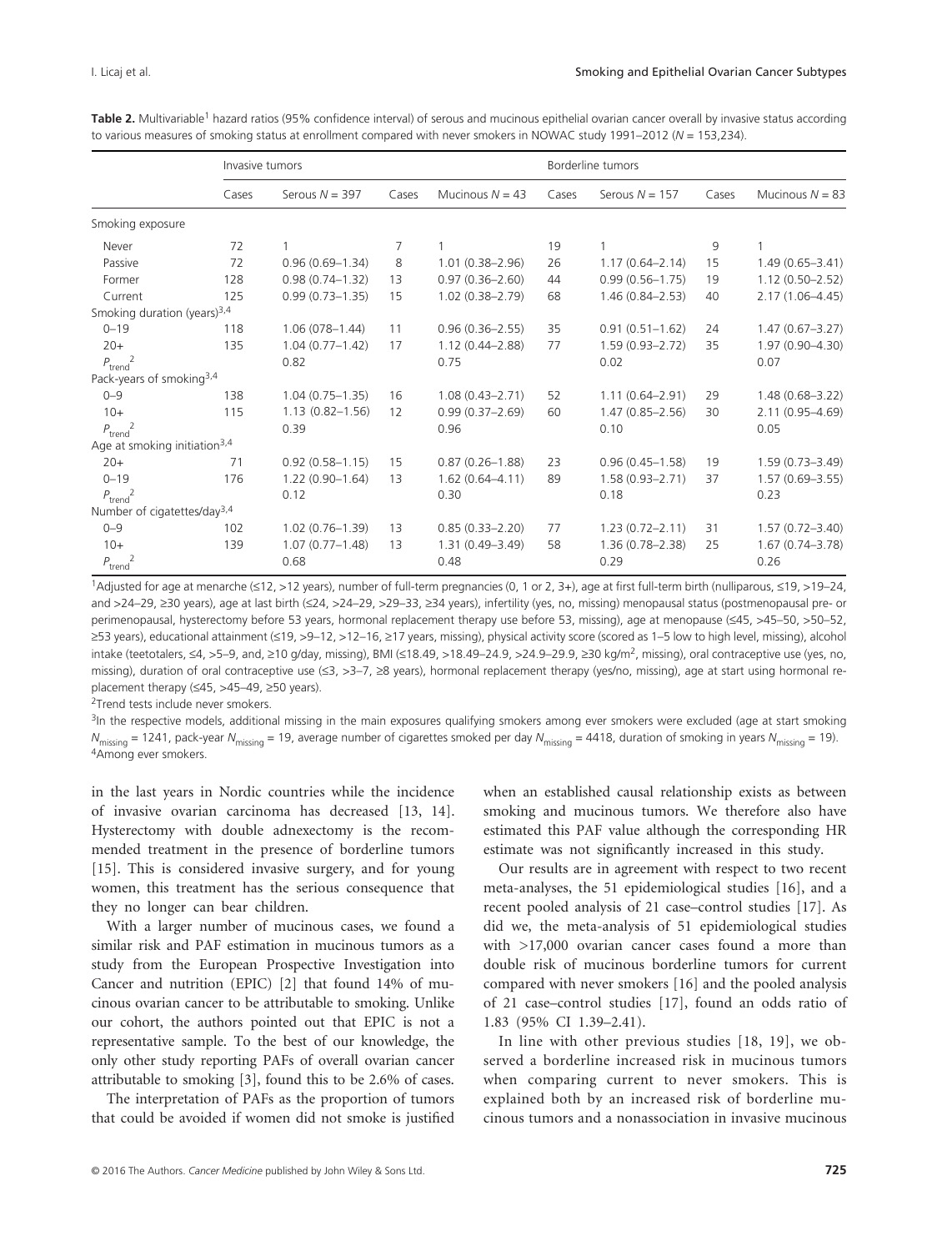**Table 2.** Multivariable[1] hazard ratios (95% confidence interval) of serous and mucinous epithelial ovarian cancer overall by invasive status according to various measures of smoking status at enrollment compared with never smokers in NOWAC study 1991–2012 (N = 153,234).

| | Invasive tumors | | | | Borderline tumors | | | |
|---|---|---|---|---|---|---|---|---|
| | Cases | Serous N = 397 | Cases | Mucinous N = 43 | Cases | Serous N = 157 | Cases | Mucinous N = 83 |
| Smoking exposure | | | | | | | | |
| Never | 72 | 1 | 7 | 1 | 19 | 1 | 9 | 1 |
| Passive | 72 | 0.96 (0.69–1.34) | 8 | 1.01 (0.38–2.96) | 26 | 1.17 (0.64–2.14) | 15 | 1.49 (0.65–3.41) |
| Former | 128 | 0.98 (0.74–1.32) | 13 | 0.97 (0.36–2.60) | 44 | 0.99 (0.56–1.75) | 19 | 1.12 (0.50–2.52) |
| Current | 125 | 0.99 (0.73–1.35) | 15 | 1.02 (0.38–2.79) | 68 | 1.46 (0.84–2.53) | 40 | 2.17 (1.06–4.45) |
| Smoking duration (years)[3,4] | | | | | | | | |
| 0–19 | 118 | 1.06 (078–1.44) | 11 | 0.96 (0.36–2.55) | 35 | 0.91 (0.51–1.62) | 24 | 1.47 (0.67–3.27) |
| 20+ | 135 | 1.04 (0.77–1.42) | 17 | 1.12 (0.44–2.88) | 77 | 1.59 (0.93–2.72) | 35 | 1.97 (0.90–4.30) |
| $P_{trend}$[2] | | 0.82 | | 0.75 | | 0.02 | | 0.07 |
| Pack-years of smoking[3,4] | | | | | | | | |
| 0–9 | 138 | 1.04 (0.75–1.35) | 16 | 1.08 (0.43–2.71) | 52 | 1.11 (0.64–2.91) | 29 | 1.48 (0.68–3.22) |
| 10+ | 115 | 1.13 (0.82–1.56) | 12 | 0.99 (0.37–2.69) | 60 | 1.47 (0.85–2.56) | 30 | 2.11 (0.95–4.69) |
| $P_{trend}$[2] | | 0.39 | | 0.96 | | 0.10 | | 0.05 |
| Age at smoking initiation[3,4] | | | | | | | | |
| 20+ | 71 | 0.92 (0.58–1.15) | 15 | 0.87 (0.26–1.88) | 23 | 0.96 (0.45–1.58) | 19 | 1.59 (0.73–3.49) |
| 0–19 | 176 | 1.22 (0.90–1.64) | 13 | 1.62 (0.64–4.11) | 89 | 1.58 (0.93–2.71) | 37 | 1.57 (0.69–3.55) |
| $P_{trend}$[2] | | 0.12 | | 0.30 | | 0.18 | | 0.23 |
| Number of cigatettes/day[3,4] | | | | | | | | |
| 0–9 | 102 | 1.02 (0.76–1.39) | 13 | 0.85 (0.33–2.20) | 77 | 1.23 (0.72–2.11) | 31 | 1.57 (0.72–3.40) |
| 10+ | 139 | 1.07 (0.77–1.48) | 13 | 1.31 (0.49–3.49) | 58 | 1.36 (0.78–2.38) | 25 | 1.67 (0.74–3.78) |
| $P_{trend}$[2] | | 0.68 | | 0.48 | | 0.29 | | 0.26 |

[1]Adjusted for age at menarche (≤12, >12 years), number of full-term pregnancies (0, 1 or 2, 3+), age at first full-term birth (nulliparous, ≤19, >19–24, and >24–29, ≥30 years), age at last birth (≤24, >24–29, >29–33, ≥34 years), infertility (yes, no, missing) menopausal status (postmenopausal pre- or perimenopausal, hysterectomy before 53 years, hormonal replacement therapy use before 53, missing), age at menopause (≤45, >45–50, >50–52, ≥53 years), educational attainment (≤19, >9–12, >12–16, ≥17 years, missing), physical activity score (scored as 1–5 low to high level, missing), alcohol intake (teetotalers, ≤4, >5–9, and, ≥10 g/day, missing), BMI (≤18.49, >18.49–24.9, >24.9–29.9, ≥30 kg/m$^2$, missing), oral contraceptive use (yes, no, missing), duration of oral contraceptive use (≤3, >3–7, ≥8 years), hormonal replacement therapy (yes/no, missing), age at start using hormonal replacement therapy (≤45, >45–49, ≥50 years).
[2]Trend tests include never smokers.
[3]In the respective models, additional missing in the main exposures qualifying smokers among ever smokers were excluded (age at start smoking $N_{missing}$ = 1241, pack-year $N_{missing}$ = 19, average number of cigarettes smoked per day $N_{missing}$ = 4418, duration of smoking in years $N_{missing}$ = 19).
[4]Among ever smokers.

in the last years in Nordic countries while the incidence of invasive ovarian carcinoma has decreased [13, 14]. Hysterectomy with double adnexectomy is the recommended treatment in the presence of borderline tumors [15]. This is considered invasive surgery, and for young women, this treatment has the serious consequence that they no longer can bear children.

With a larger number of mucinous cases, we found a similar risk and PAF estimation in mucinous tumors as a study from the European Prospective Investigation into Cancer and nutrition (EPIC) [2] that found 14% of mucinous ovarian cancer to be attributable to smoking. Unlike our cohort, the authors pointed out that EPIC is not a representative sample. To the best of our knowledge, the only other study reporting PAFs of overall ovarian cancer attributable to smoking [3], found this to be 2.6% of cases.

The interpretation of PAFs as the proportion of tumors that could be avoided if women did not smoke is justified when an established causal relationship exists as between smoking and mucinous tumors. We therefore also have estimated this PAF value although the corresponding HR estimate was not significantly increased in this study.

Our results are in agreement with respect to two recent meta-analyses, the 51 epidemiological studies [16], and a recent pooled analysis of 21 case–control studies [17]. As did we, the meta-analysis of 51 epidemiological studies with >17,000 ovarian cancer cases found a more than double risk of mucinous borderline tumors for current compared with never smokers [16] and the pooled analysis of 21 case–control studies [17], found an odds ratio of 1.83 (95% CI 1.39–2.41).

In line with other previous studies [18, 19], we observed a borderline increased risk in mucinous tumors when comparing current to never smokers. This is explained both by an increased risk of borderline mucinous tumors and a nonassociation in invasive mucinous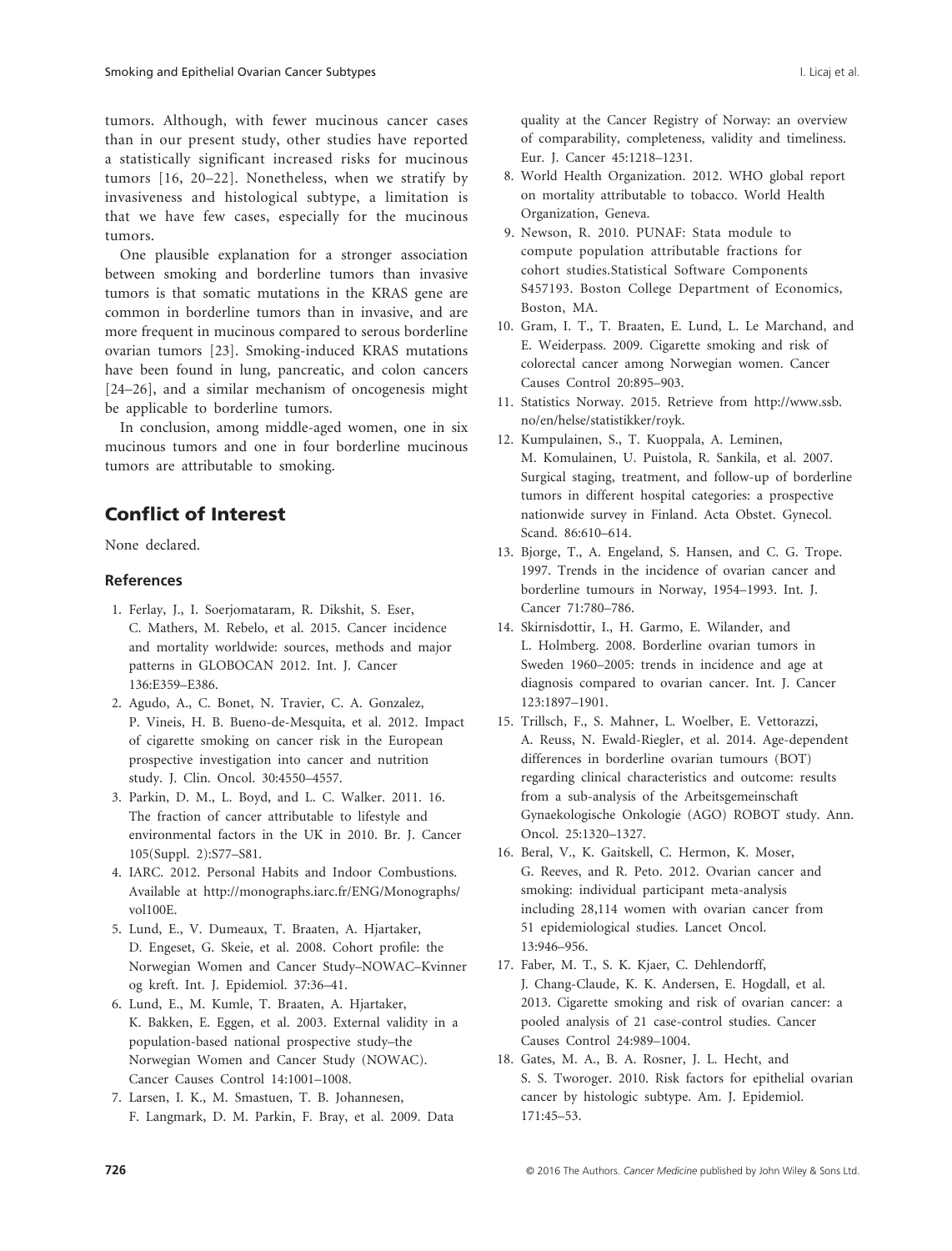tumors. Although, with fewer mucinous cancer cases than in our present study, other studies have reported a statistically significant increased risks for mucinous tumors [16, 20–22]. Nonetheless, when we stratify by invasiveness and histological subtype, a limitation is that we have few cases, especially for the mucinous tumors.

One plausible explanation for a stronger association between smoking and borderline tumors than invasive tumors is that somatic mutations in the KRAS gene are common in borderline tumors than in invasive, and are more frequent in mucinous compared to serous borderline ovarian tumors [23]. Smoking-induced KRAS mutations have been found in lung, pancreatic, and colon cancers [24–26], and a similar mechanism of oncogenesis might be applicable to borderline tumors.

In conclusion, among middle-aged women, one in six mucinous tumors and one in four borderline mucinous tumors are attributable to smoking.

## Conflict of Interest

None declared.

### References

1. Ferlay, J., I. Soerjomataram, R. Dikshit, S. Eser, C. Mathers, M. Rebelo, et al. 2015. Cancer incidence and mortality worldwide: sources, methods and major patterns in GLOBOCAN 2012. Int. J. Cancer 136:E359–E386.
2. Agudo, A., C. Bonet, N. Travier, C. A. Gonzalez, P. Vineis, H. B. Bueno-de-Mesquita, et al. 2012. Impact of cigarette smoking on cancer risk in the European prospective investigation into cancer and nutrition study. J. Clin. Oncol. 30:4550–4557.
3. Parkin, D. M., L. Boyd, and L. C. Walker. 2011. 16. The fraction of cancer attributable to lifestyle and environmental factors in the UK in 2010. Br. J. Cancer 105(Suppl. 2):S77–S81.
4. IARC. 2012. Personal Habits and Indoor Combustions. Available at http://monographs.iarc.fr/ENG/Monographs/vol100E.
5. Lund, E., V. Dumeaux, T. Braaten, A. Hjartaker, D. Engeset, G. Skeie, et al. 2008. Cohort profile: the Norwegian Women and Cancer Study–NOWAC–Kvinner og kreft. Int. J. Epidemiol. 37:36–41.
6. Lund, E., M. Kumle, T. Braaten, A. Hjartaker, K. Bakken, E. Eggen, et al. 2003. External validity in a population-based national prospective study–the Norwegian Women and Cancer Study (NOWAC). Cancer Causes Control 14:1001–1008.
7. Larsen, I. K., M. Smastuen, T. B. Johannesen, F. Langmark, D. M. Parkin, F. Bray, et al. 2009. Data quality at the Cancer Registry of Norway: an overview of comparability, completeness, validity and timeliness. Eur. J. Cancer 45:1218–1231.
8. World Health Organization. 2012. WHO global report on mortality attributable to tobacco. World Health Organization, Geneva.
9. Newson, R. 2010. PUNAF: Stata module to compute population attributable fractions for cohort studies.Statistical Software Components S457193. Boston College Department of Economics, Boston, MA.
10. Gram, I. T., T. Braaten, E. Lund, L. Le Marchand, and E. Weiderpass. 2009. Cigarette smoking and risk of colorectal cancer among Norwegian women. Cancer Causes Control 20:895–903.
11. Statistics Norway. 2015. Retrieve from http://www.ssb.no/en/helse/statistikker/royk.
12. Kumpulainen, S., T. Kuoppala, A. Leminen, M. Komulainen, U. Puistola, R. Sankila, et al. 2007. Surgical staging, treatment, and follow-up of borderline tumors in different hospital categories: a prospective nationwide survey in Finland. Acta Obstet. Gynecol. Scand. 86:610–614.
13. Bjorge, T., A. Engeland, S. Hansen, and C. G. Trope. 1997. Trends in the incidence of ovarian cancer and borderline tumours in Norway, 1954–1993. Int. J. Cancer 71:780–786.
14. Skirnisdottir, I., H. Garmo, E. Wilander, and L. Holmberg. 2008. Borderline ovarian tumors in Sweden 1960–2005: trends in incidence and age at diagnosis compared to ovarian cancer. Int. J. Cancer 123:1897–1901.
15. Trillsch, F., S. Mahner, L. Woelber, E. Vettorazzi, A. Reuss, N. Ewald-Riegler, et al. 2014. Age-dependent differences in borderline ovarian tumours (BOT) regarding clinical characteristics and outcome: results from a sub-analysis of the Arbeitsgemeinschaft Gynaekologische Onkologie (AGO) ROBOT study. Ann. Oncol. 25:1320–1327.
16. Beral, V., K. Gaitskell, C. Hermon, K. Moser, G. Reeves, and R. Peto. 2012. Ovarian cancer and smoking: individual participant meta-analysis including 28,114 women with ovarian cancer from 51 epidemiological studies. Lancet Oncol. 13:946–956.
17. Faber, M. T., S. K. Kjaer, C. Dehlendorff, J. Chang-Claude, K. K. Andersen, E. Hogdall, et al. 2013. Cigarette smoking and risk of ovarian cancer: a pooled analysis of 21 case-control studies. Cancer Causes Control 24:989–1004.
18. Gates, M. A., B. A. Rosner, J. L. Hecht, and S. S. Tworoger. 2010. Risk factors for epithelial ovarian cancer by histologic subtype. Am. J. Epidemiol. 171:45–53.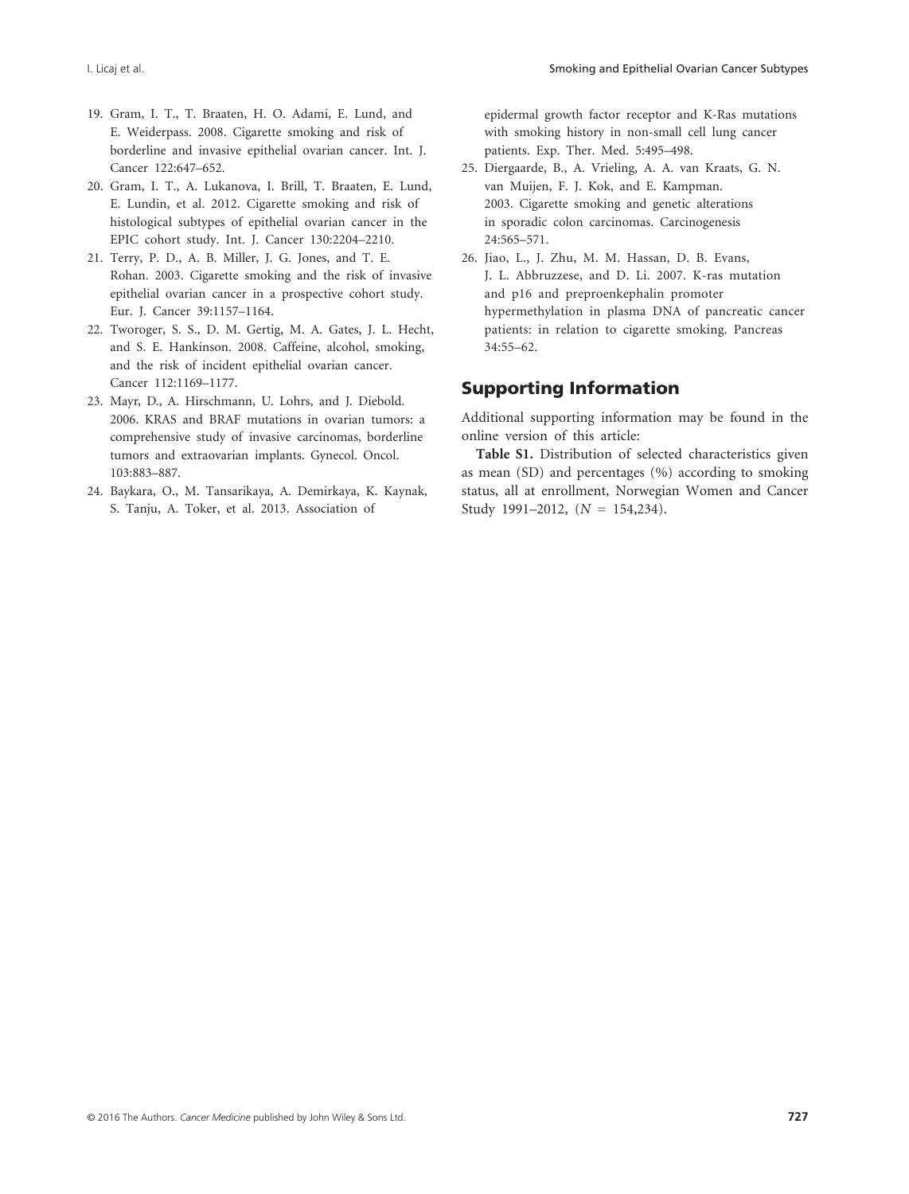19. Gram, I. T., T. Braaten, H. O. Adami, E. Lund, and E. Weiderpass. 2008. Cigarette smoking and risk of borderline and invasive epithelial ovarian cancer. Int. J. Cancer 122:647–652.
20. Gram, I. T., A. Lukanova, I. Brill, T. Braaten, E. Lund, E. Lundin, et al. 2012. Cigarette smoking and risk of histological subtypes of epithelial ovarian cancer in the EPIC cohort study. Int. J. Cancer 130:2204–2210.
21. Terry, P. D., A. B. Miller, J. G. Jones, and T. E. Rohan. 2003. Cigarette smoking and the risk of invasive epithelial ovarian cancer in a prospective cohort study. Eur. J. Cancer 39:1157–1164.
22. Tworoger, S. S., D. M. Gertig, M. A. Gates, J. L. Hecht, and S. E. Hankinson. 2008. Caffeine, alcohol, smoking, and the risk of incident epithelial ovarian cancer. Cancer 112:1169–1177.
23. Mayr, D., A. Hirschmann, U. Lohrs, and J. Diebold. 2006. KRAS and BRAF mutations in ovarian tumors: a comprehensive study of invasive carcinomas, borderline tumors and extraovarian implants. Gynecol. Oncol. 103:883–887.
24. Baykara, O., M. Tansarikaya, A. Demirkaya, K. Kaynak, S. Tanju, A. Toker, et al. 2013. Association of epidermal growth factor receptor and K-Ras mutations with smoking history in non-small cell lung cancer patients. Exp. Ther. Med. 5:495–498.
25. Diergaarde, B., A. Vrieling, A. A. van Kraats, G. N. van Muijen, F. J. Kok, and E. Kampman. 2003. Cigarette smoking and genetic alterations in sporadic colon carcinomas. Carcinogenesis 24:565–571.
26. Jiao, L., J. Zhu, M. M. Hassan, D. B. Evans, J. L. Abbruzzese, and D. Li. 2007. K-ras mutation and p16 and preproenkephalin promoter hypermethylation in plasma DNA of pancreatic cancer patients: in relation to cigarette smoking. Pancreas 34:55–62.

## Supporting Information

Additional supporting information may be found in the online version of this article:

**Table S1.** Distribution of selected characteristics given as mean (SD) and percentages (%) according to smoking status, all at enrollment, Norwegian Women and Cancer Study 1991–2012, ($N$ = 154,234).